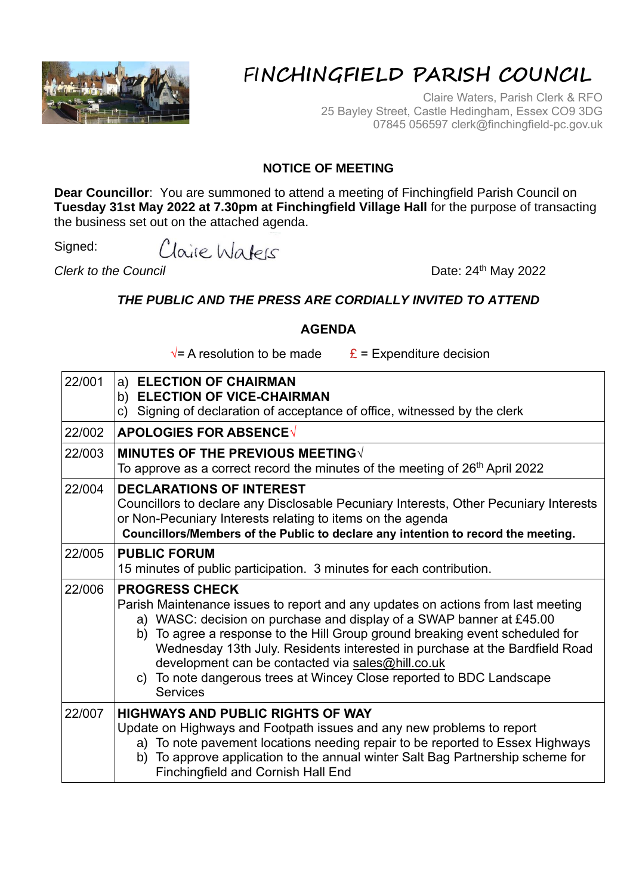# FINCHINGFIELD PARISH COUNCIL

Claire Waters, Parish Clerk & RFO
25 Bayley Street, Castle Hedingham, Essex CO9 3DG
07845 056597 clerk@finchingfield-pc.gov.uk

## NOTICE OF MEETING

**Dear Councillor**: You are summoned to attend a meeting of Finchingfield Parish Council on **Tuesday 31st May 2022 at 7.30pm at Finchingfield Village Hall** for the purpose of transacting the business set out on the attached agenda.

Signed: Claire Waters

*Clerk to the Council* Date: 24th May 2022

***THE PUBLIC AND THE PRESS ARE CORDIALLY INVITED TO ATTEND***

## AGENDA

√= A resolution to be made £ = Expenditure decision

| | |
|---|---|
| 22/001 | a) **ELECTION OF CHAIRMAN**<br>b) **ELECTION OF VICE-CHAIRMAN**<br>c) Signing of declaration of acceptance of office, witnessed by the clerk |
| 22/002 | **APOLOGIES FOR ABSENCE**√ |
| 22/003 | **MINUTES OF THE PREVIOUS MEETING**√<br>To approve as a correct record the minutes of the meeting of 26th April 2022 |
| 22/004 | **DECLARATIONS OF INTEREST**<br>Councillors to declare any Disclosable Pecuniary Interests, Other Pecuniary Interests or Non-Pecuniary Interests relating to items on the agenda<br>**Councillors/Members of the Public to declare any intention to record the meeting.** |
| 22/005 | **PUBLIC FORUM**<br>15 minutes of public participation. 3 minutes for each contribution. |
| 22/006 | **PROGRESS CHECK**<br>Parish Maintenance issues to report and any updates on actions from last meeting<br>a) WASC: decision on purchase and display of a SWAP banner at £45.00<br>b) To agree a response to the Hill Group ground breaking event scheduled for Wednesday 13th July. Residents interested in purchase at the Bardfield Road development can be contacted via sales@hill.co.uk<br>c) To note dangerous trees at Wincey Close reported to BDC Landscape Services |
| 22/007 | **HIGHWAYS AND PUBLIC RIGHTS OF WAY**<br>Update on Highways and Footpath issues and any new problems to report<br>a) To note pavement locations needing repair to be reported to Essex Highways<br>b) To approve application to the annual winter Salt Bag Partnership scheme for Finchingfield and Cornish Hall End |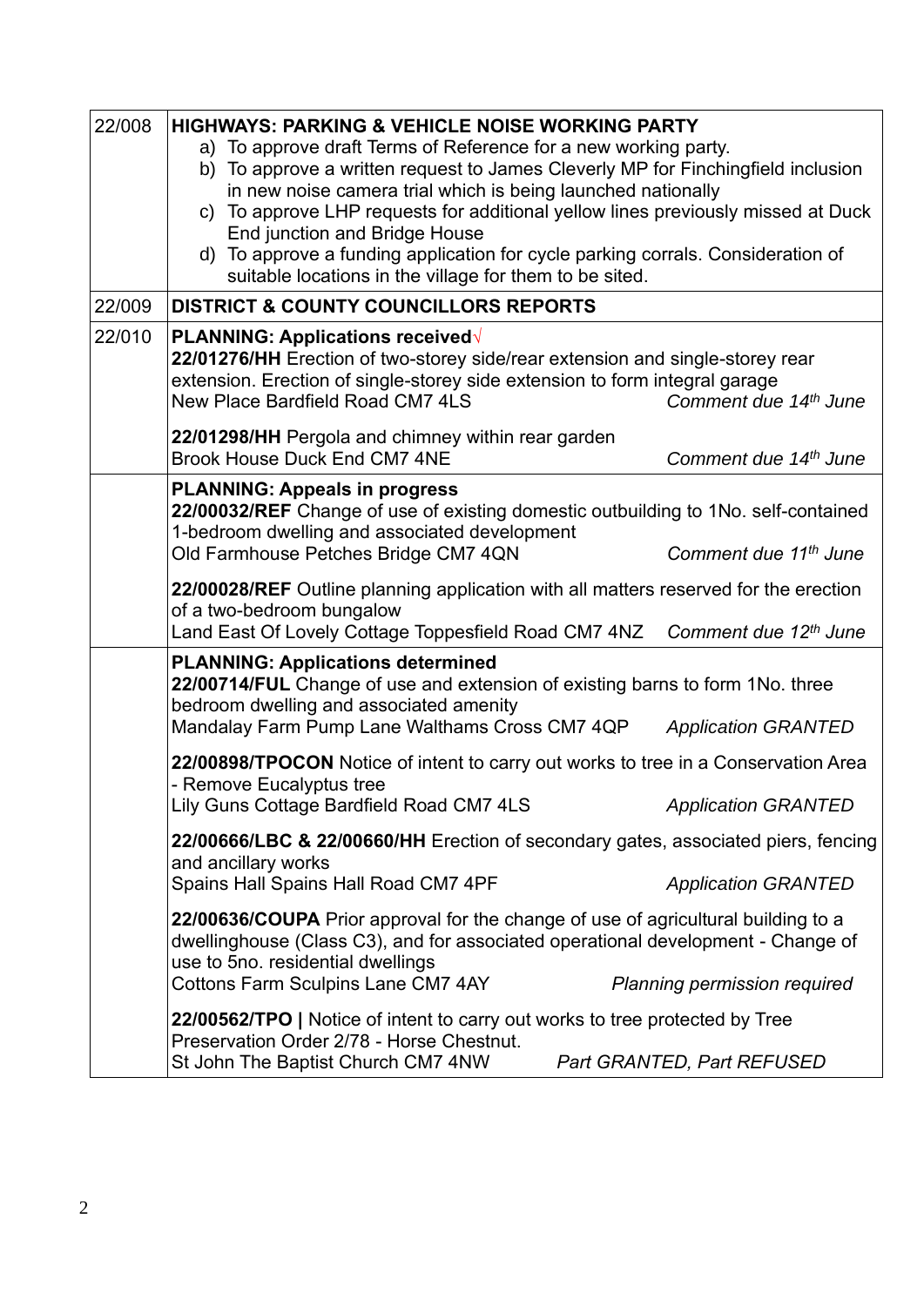| | |
|---|---|
| 22/008 | **HIGHWAYS: PARKING & VEHICLE NOISE WORKING PARTY**<br>a) To approve draft Terms of Reference for a new working party.<br>b) To approve a written request to James Cleverly MP for Finchingfield inclusion in new noise camera trial which is being launched nationally<br>c) To approve LHP requests for additional yellow lines previously missed at Duck End junction and Bridge House<br>d) To approve a funding application for cycle parking corrals. Consideration of suitable locations in the village for them to be sited. |
| 22/009 | **DISTRICT & COUNTY COUNCILLORS REPORTS** |
| 22/010 | **PLANNING: Applications received**√<br>**22/01276/HH** Erection of two-storey side/rear extension and single-storey rear extension. Erection of single-storey side extension to form integral garage<br>New Place Bardfield Road CM7 4LS *Comment due 14th June*<br><br>**22/01298/HH** Pergola and chimney within rear garden<br>Brook House Duck End CM7 4NE *Comment due 14th June* |
| | **PLANNING: Appeals in progress**<br>**22/00032/REF** Change of use of existing domestic outbuilding to 1No. self-contained 1-bedroom dwelling and associated development<br>Old Farmhouse Petches Bridge CM7 4QN *Comment due 11th June*<br><br>**22/00028/REF** Outline planning application with all matters reserved for the erection of a two-bedroom bungalow<br>Land East Of Lovely Cottage Toppesfield Road CM7 4NZ *Comment due 12th June* |
| | **PLANNING: Applications determined**<br>**22/00714/FUL** Change of use and extension of existing barns to form 1No. three bedroom dwelling and associated amenity<br>Mandalay Farm Pump Lane Walthams Cross CM7 4QP *Application GRANTED*<br><br>**22/00898/TPOCON** Notice of intent to carry out works to tree in a Conservation Area - Remove Eucalyptus tree<br>Lily Guns Cottage Bardfield Road CM7 4LS *Application GRANTED*<br><br>**22/00666/LBC & 22/00660/HH** Erection of secondary gates, associated piers, fencing and ancillary works<br>Spains Hall Spains Hall Road CM7 4PF *Application GRANTED*<br><br>**22/00636/COUPA** Prior approval for the change of use of agricultural building to a dwellinghouse (Class C3), and for associated operational development - Change of use to 5no. residential dwellings<br>Cottons Farm Sculpins Lane CM7 4AY *Planning permission required*<br><br>**22/00562/TPO \|** Notice of intent to carry out works to tree protected by Tree Preservation Order 2/78 - Horse Chestnut.<br>St John The Baptist Church CM7 4NW *Part GRANTED, Part REFUSED* |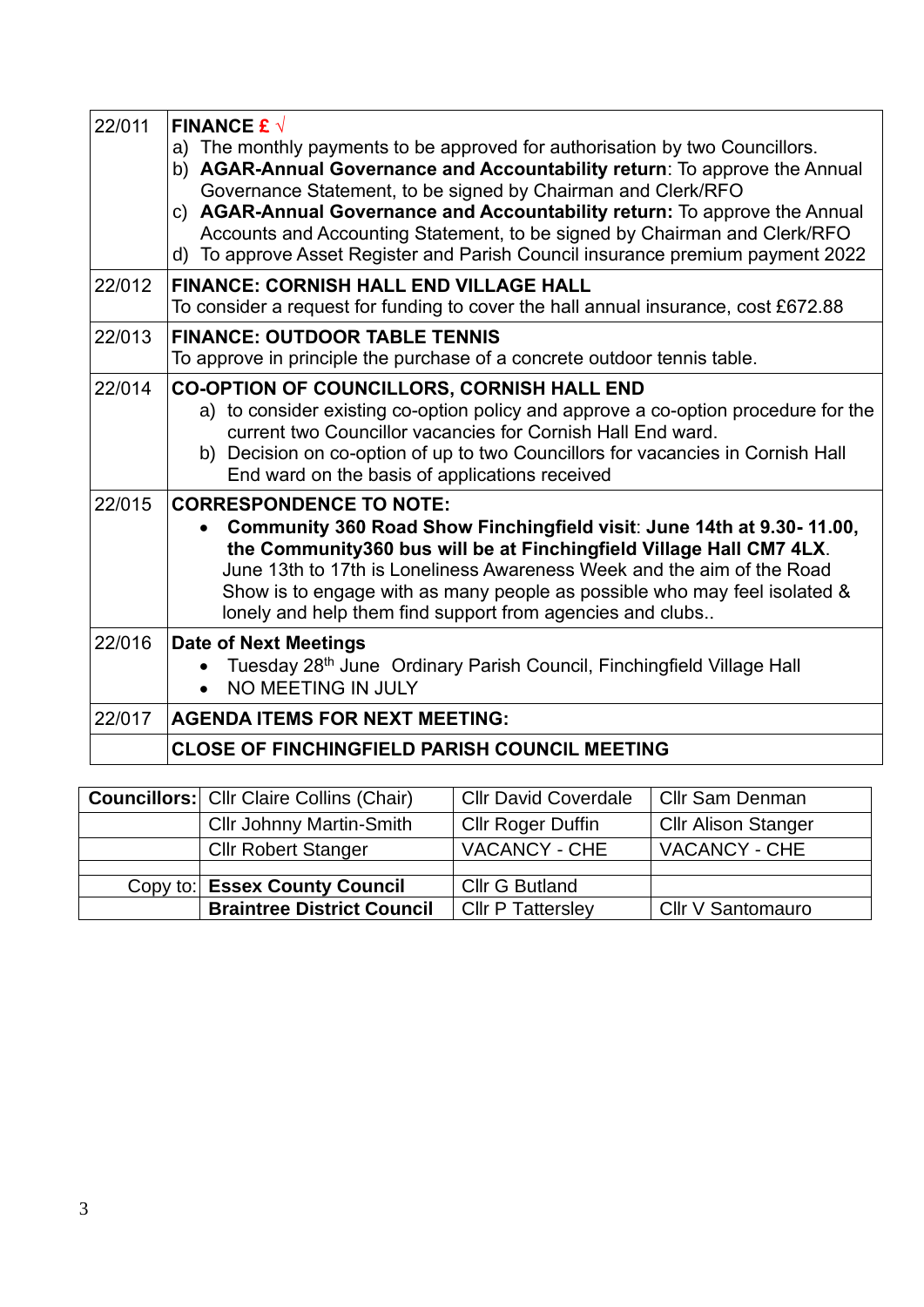| | |
|---|---|
| 22/011 | **FINANCE £ √**<br>a) The monthly payments to be approved for authorisation by two Councillors.<br>b) **AGAR-Annual Governance and Accountability return**: To approve the Annual Governance Statement, to be signed by Chairman and Clerk/RFO<br>c) **AGAR-Annual Governance and Accountability return:** To approve the Annual Accounts and Accounting Statement, to be signed by Chairman and Clerk/RFO<br>d) To approve Asset Register and Parish Council insurance premium payment 2022 |
| 22/012 | **FINANCE: CORNISH HALL END VILLAGE HALL**<br>To consider a request for funding to cover the hall annual insurance, cost £672.88 |
| 22/013 | **FINANCE: OUTDOOR TABLE TENNIS**<br>To approve in principle the purchase of a concrete outdoor tennis table. |
| 22/014 | **CO-OPTION OF COUNCILLORS, CORNISH HALL END**<br>a) to consider existing co-option policy and approve a co-option procedure for the current two Councillor vacancies for Cornish Hall End ward.<br>b) Decision on co-option of up to two Councillors for vacancies in Cornish Hall End ward on the basis of applications received |
| 22/015 | **CORRESPONDENCE TO NOTE:**<br>• **Community 360 Road Show Finchingfield visit**: **June 14th at 9.30- 11.00, the Community360 bus will be at Finchingfield Village Hall CM7 4LX**. June 13th to 17th is Loneliness Awareness Week and the aim of the Road Show is to engage with as many people as possible who may feel isolated & lonely and help them find support from agencies and clubs.. |
| 22/016 | **Date of Next Meetings**<br>• Tuesday 28th June Ordinary Parish Council, Finchingfield Village Hall<br>• NO MEETING IN JULY |
| 22/017 | **AGENDA ITEMS FOR NEXT MEETING:** |
| | **CLOSE OF FINCHINGFIELD PARISH COUNCIL MEETING** |

| | | | |
|---|---|---|---|
| **Councillors:** | Cllr Claire Collins (Chair) | Cllr David Coverdale | Cllr Sam Denman |
| | Cllr Johnny Martin-Smith | Cllr Roger Duffin | Cllr Alison Stanger |
| | Cllr Robert Stanger | VACANCY - CHE | VACANCY - CHE |
| | | | |
| Copy to: | **Essex County Council** | Cllr G Butland | |
| | **Braintree District Council** | Cllr P Tattersley | Cllr V Santomauro |